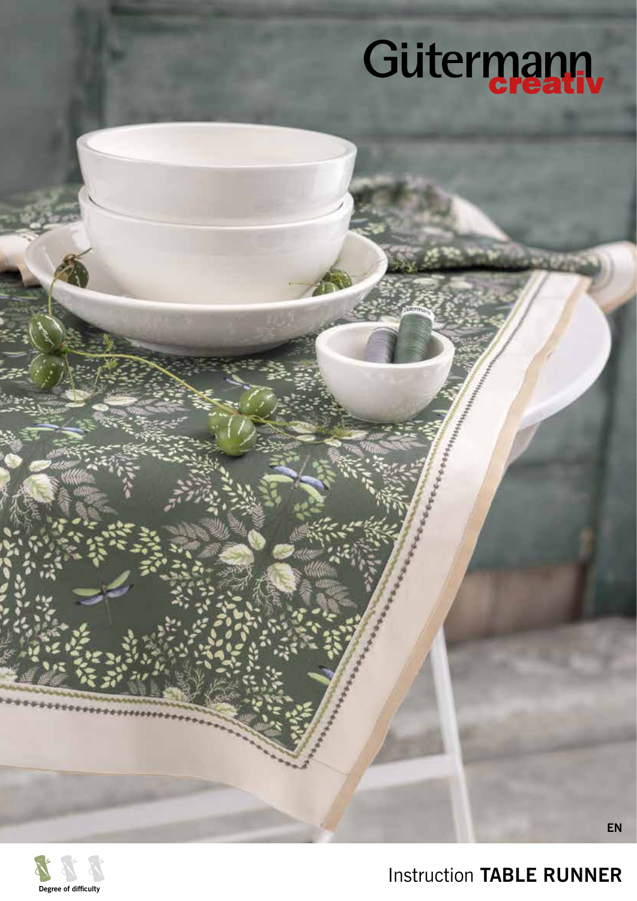Gütermann creativ

EN

Degree of difficulty

# Instruction **TABLE RUNNER**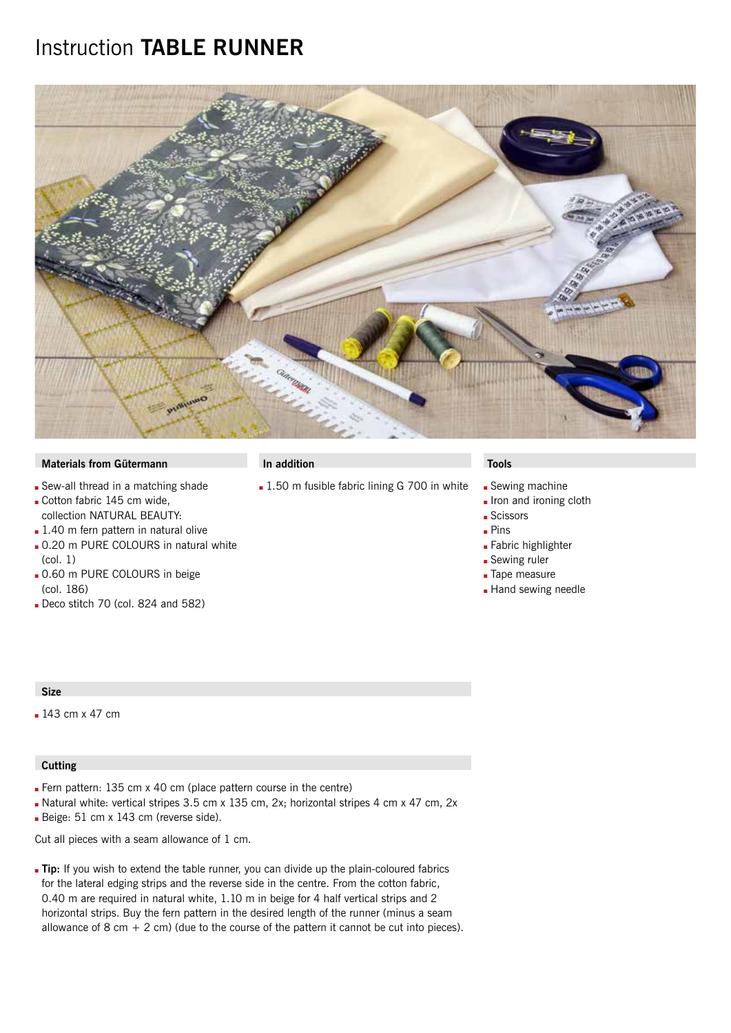# Instruction **TABLE RUNNER**

## Materials from Gütermann

- Sew-all thread in a matching shade
- Cotton fabric 145 cm wide, collection NATURAL BEAUTY:
- 1.40 m fern pattern in natural olive
- 0.20 m PURE COLOURS in natural white (col. 1)
- 0.60 m PURE COLOURS in beige (col. 186)
- Deco stitch 70 (col. 824 and 582)

## In addition

- 1.50 m fusible fabric lining G 700 in white

## Tools

- Sewing machine
- Iron and ironing cloth
- Scissors
- Pins
- Fabric highlighter
- Sewing ruler
- Tape measure
- Hand sewing needle

## Size

- 143 cm x 47 cm

## Cutting

- Fern pattern: 135 cm x 40 cm (place pattern course in the centre)
- Natural white: vertical stripes 3.5 cm x 135 cm, 2x; horizontal stripes 4 cm x 47 cm, 2x
- Beige: 51 cm x 143 cm (reverse side).

Cut all pieces with a seam allowance of 1 cm.

- **Tip:** If you wish to extend the table runner, you can divide up the plain-coloured fabrics for the lateral edging strips and the reverse side in the centre. From the cotton fabric, 0.40 m are required in natural white, 1.10 m in beige for 4 half vertical strips and 2 horizontal strips. Buy the fern pattern in the desired length of the runner (minus a seam allowance of 8 cm + 2 cm) (due to the course of the pattern it cannot be cut into pieces).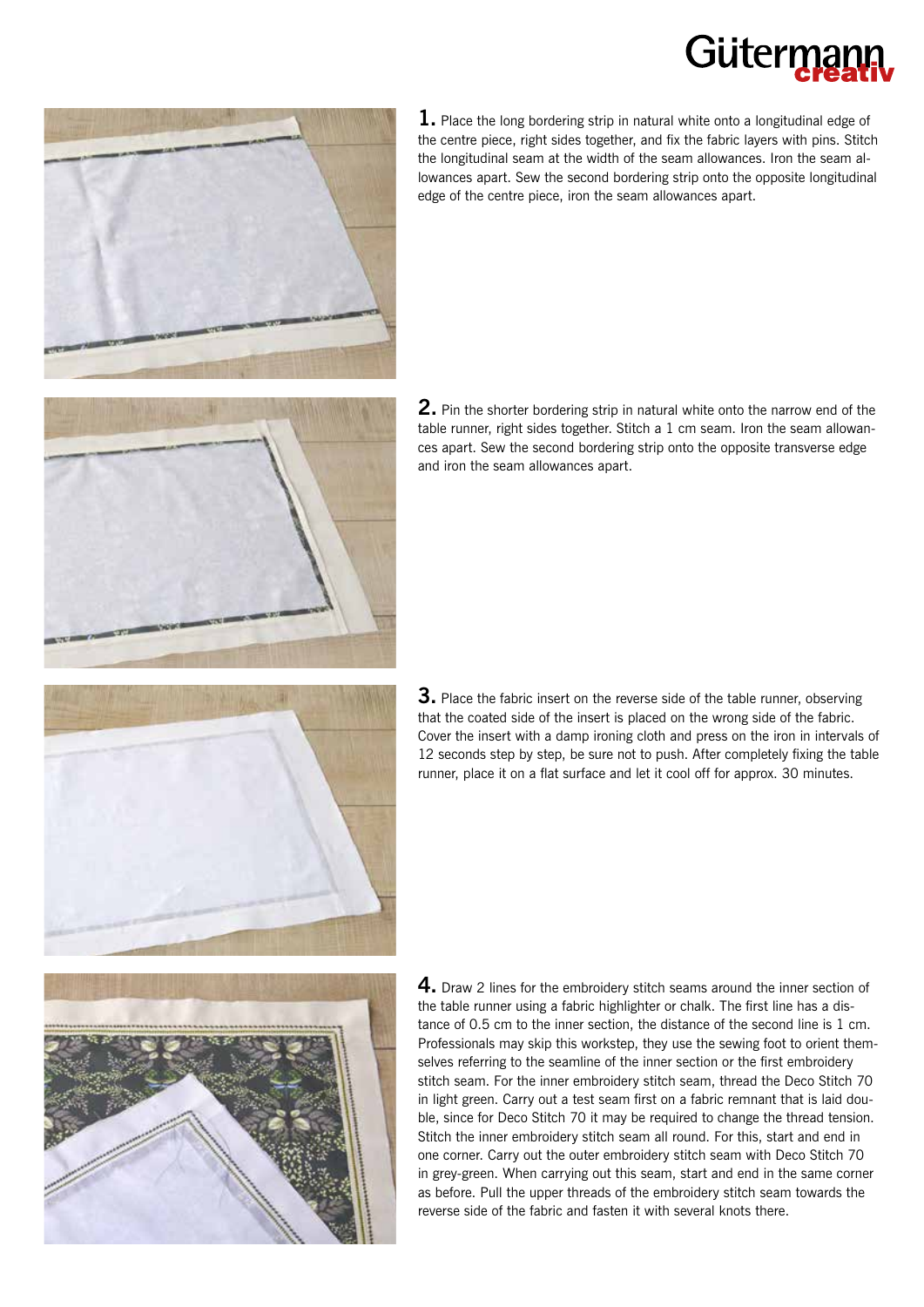**1.** Place the long bordering strip in natural white onto a longitudinal edge of the centre piece, right sides together, and fix the fabric layers with pins. Stitch the longitudinal seam at the width of the seam allowances. Iron the seam allowances apart. Sew the second bordering strip onto the opposite longitudinal edge of the centre piece, iron the seam allowances apart.

**2.** Pin the shorter bordering strip in natural white onto the narrow end of the table runner, right sides together. Stitch a 1 cm seam. Iron the seam allowances apart. Sew the second bordering strip onto the opposite transverse edge and iron the seam allowances apart.

**3.** Place the fabric insert on the reverse side of the table runner, observing that the coated side of the insert is placed on the wrong side of the fabric. Cover the insert with a damp ironing cloth and press on the iron in intervals of 12 seconds step by step, be sure not to push. After completely fixing the table runner, place it on a flat surface and let it cool off for approx. 30 minutes.

**4.** Draw 2 lines for the embroidery stitch seams around the inner section of the table runner using a fabric highlighter or chalk. The first line has a distance of 0.5 cm to the inner section, the distance of the second line is 1 cm. Professionals may skip this workstep, they use the sewing foot to orient themselves referring to the seamline of the inner section or the first embroidery stitch seam. For the inner embroidery stitch seam, thread the Deco Stitch 70 in light green. Carry out a test seam first on a fabric remnant that is laid double, since for Deco Stitch 70 it may be required to change the thread tension. Stitch the inner embroidery stitch seam all round. For this, start and end in one corner. Carry out the outer embroidery stitch seam with Deco Stitch 70 in grey-green. When carrying out this seam, start and end in the same corner as before. Pull the upper threads of the embroidery stitch seam towards the reverse side of the fabric and fasten it with several knots there.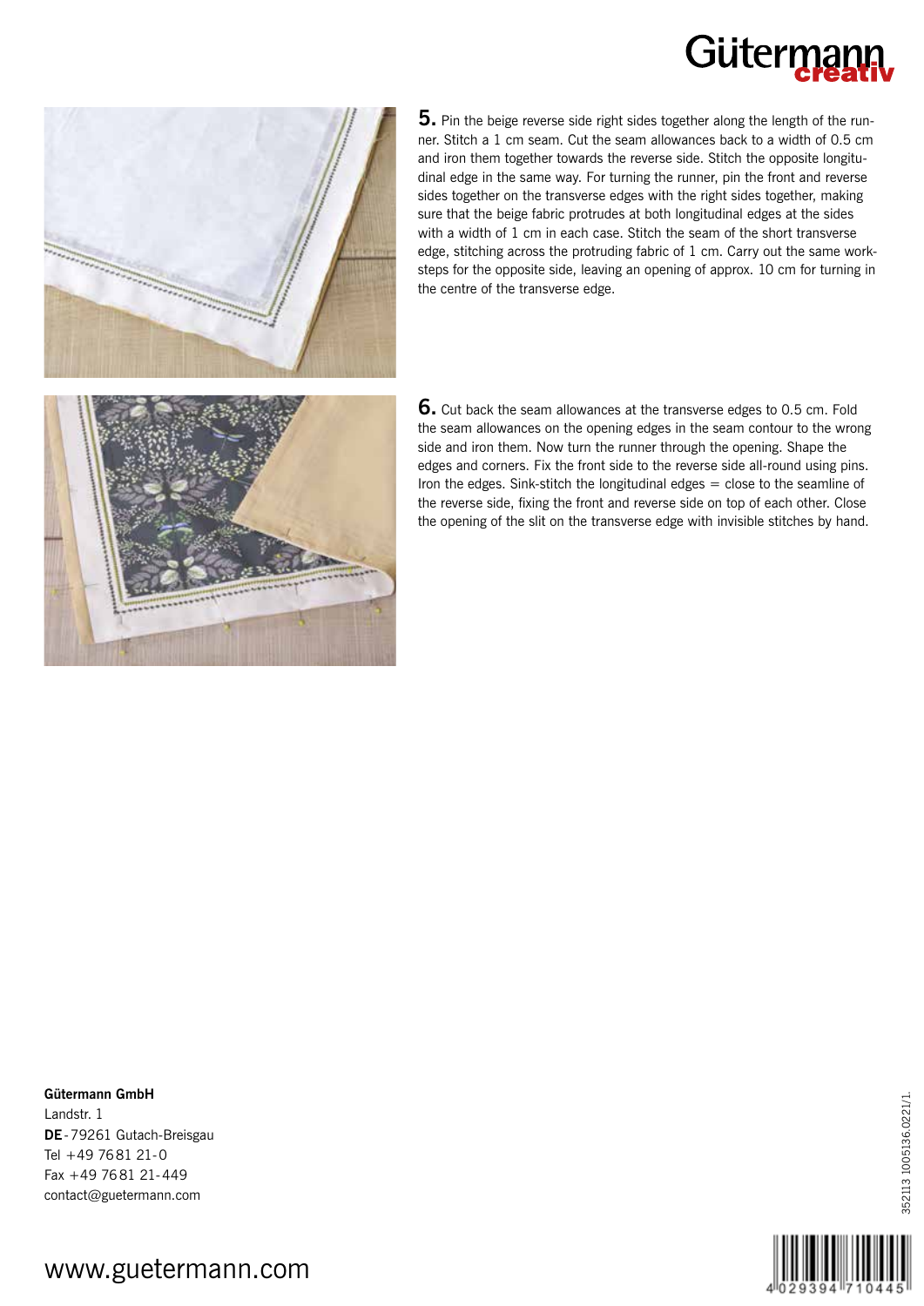**5.** Pin the beige reverse side right sides together along the length of the runner. Stitch a 1 cm seam. Cut the seam allowances back to a width of 0.5 cm and iron them together towards the reverse side. Stitch the opposite longitudinal edge in the same way. For turning the runner, pin the front and reverse sides together on the transverse edges with the right sides together, making sure that the beige fabric protrudes at both longitudinal edges at the sides with a width of 1 cm in each case. Stitch the seam of the short transverse edge, stitching across the protruding fabric of 1 cm. Carry out the same worksteps for the opposite side, leaving an opening of approx. 10 cm for turning in the centre of the transverse edge.

**6.** Cut back the seam allowances at the transverse edges to 0.5 cm. Fold the seam allowances on the opening edges in the seam contour to the wrong side and iron them. Now turn the runner through the opening. Shape the edges and corners. Fix the front side to the reverse side all-round using pins. Iron the edges. Sink-stitch the longitudinal edges = close to the seamline of the reverse side, fixing the front and reverse side on top of each other. Close the opening of the slit on the transverse edge with invisible stitches by hand.

**Gütermann GmbH**
Landstr. 1
**DE**-79261 Gutach-Breisgau
Tel +49 7681 21-0
Fax +49 7681 21-449
contact@guetermann.com

www.guetermann.com

352113 1005136.0221/1.